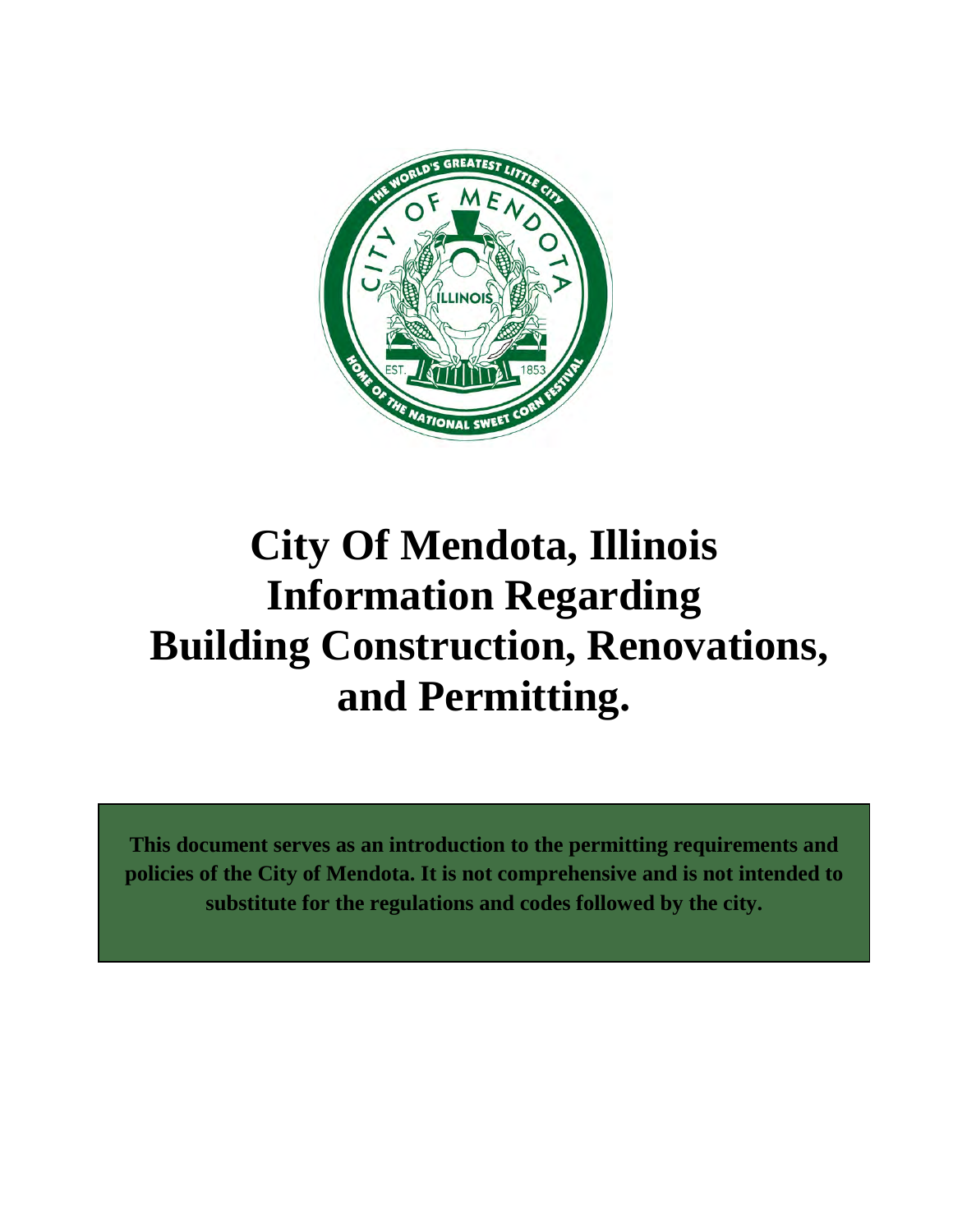# City Of Mendota, Illinois Information Regarding Building Construction, Renovations, and Permitting.

**This document serves as an introduction to the permitting requirements and policies of the City of Mendota. It is not comprehensive and is not intended to substitute for the regulations and codes followed by the city.**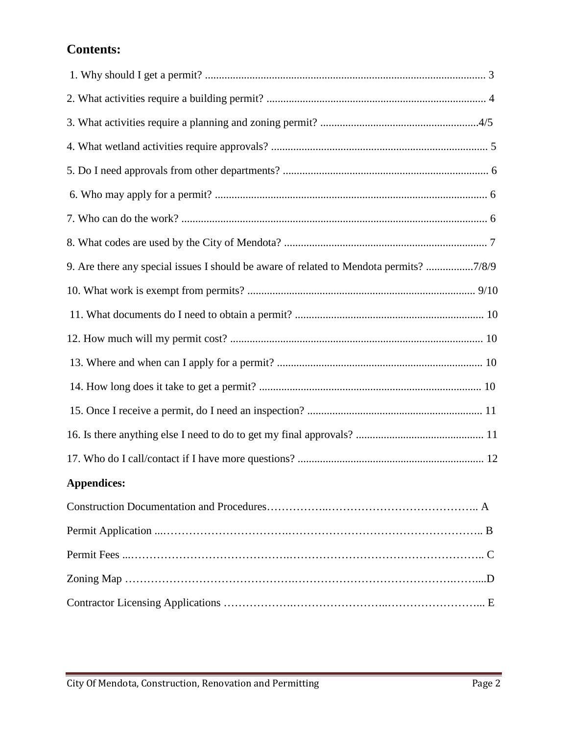## Contents:

1. Why should I get a permit? .................................................................................................... 3

2. What activities require a building permit? .............................................................................. 4

3. What activities require a planning and zoning permit? .........................................................4/5

4. What wetland activities require approvals? ............................................................................. 5

5. Do I need approvals from other departments? ......................................................................... 6

6. Who may apply for a permit? ................................................................................................. 6

7. Who can do the work? ............................................................................................................. 6

8. What codes are used by the City of Mendota? ......................................................................... 7

9. Are there any special issues I should be aware of related to Mendota permits? .................7/8/9

10. What work is exempt from permits? ................................................................................. 9/10

11. What documents do I need to obtain a permit? ................................................................... 10

12. How much will my permit cost? .......................................................................................... 10

13. Where and when can I apply for a permit? ......................................................................... 10

14. How long does it take to get a permit? ............................................................................... 10

15. Once I receive a permit, do I need an inspection? .............................................................. 11

16. Is there anything else I need to do to get my final approvals? ............................................. 11

17. Who do I call/contact if I have more questions? .................................................................. 12

## Appendices:

Construction Documentation and Procedures……………..………………………………….. A

Permit Application ...……………………………..…………………………………………….. B

Permit Fees ...……………………………………..…………………………………………….. C

Zoning Map ……………………………………….…………………………………….……...D

Contractor Licensing Applications ……………….……………………..…………………….. E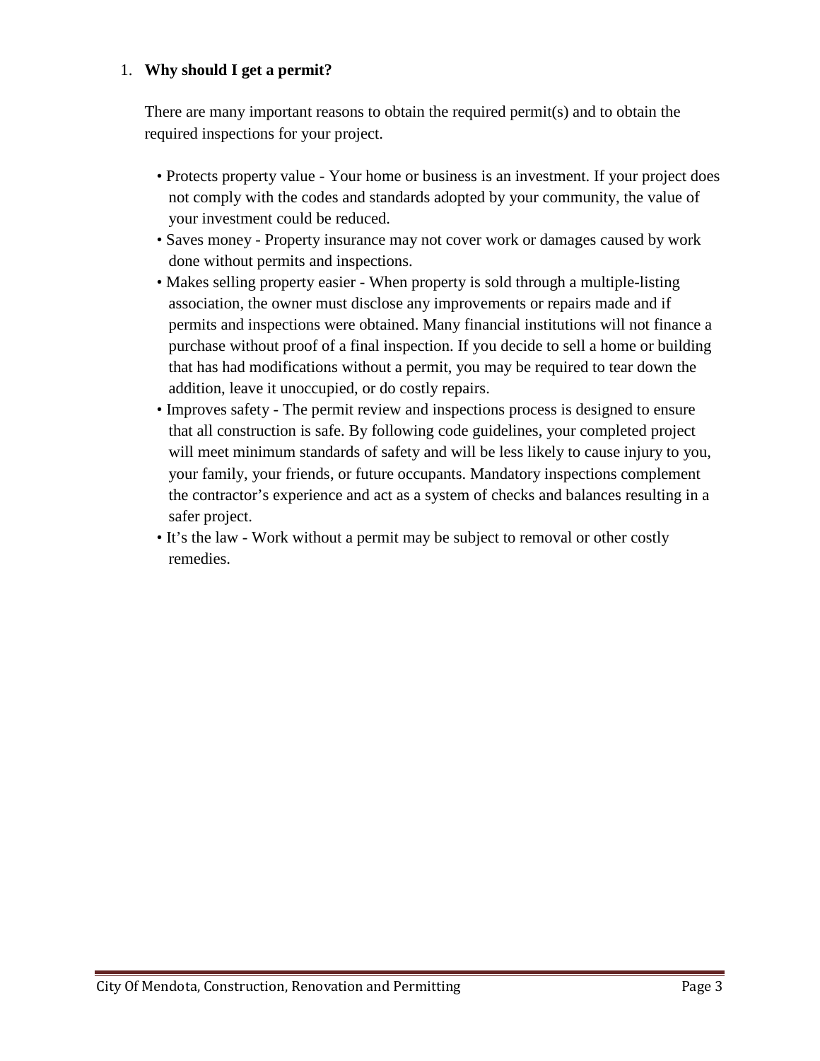1. **Why should I get a permit?**

   There are many important reasons to obtain the required permit(s) and to obtain the required inspections for your project.

   - Protects property value - Your home or business is an investment. If your project does not comply with the codes and standards adopted by your community, the value of your investment could be reduced.
   - Saves money - Property insurance may not cover work or damages caused by work done without permits and inspections.
   - Makes selling property easier - When property is sold through a multiple-listing association, the owner must disclose any improvements or repairs made and if permits and inspections were obtained. Many financial institutions will not finance a purchase without proof of a final inspection. If you decide to sell a home or building that has had modifications without a permit, you may be required to tear down the addition, leave it unoccupied, or do costly repairs.
   - Improves safety - The permit review and inspections process is designed to ensure that all construction is safe. By following code guidelines, your completed project will meet minimum standards of safety and will be less likely to cause injury to you, your family, your friends, or future occupants. Mandatory inspections complement the contractor's experience and act as a system of checks and balances resulting in a safer project.
   - It's the law - Work without a permit may be subject to removal or other costly remedies.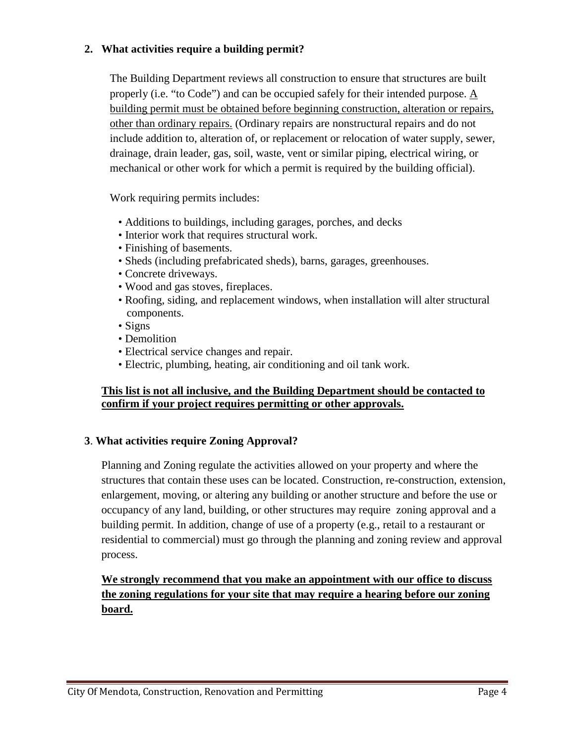## 2. What activities require a building permit?

The Building Department reviews all construction to ensure that structures are built properly (i.e. "to Code") and can be occupied safely for their intended purpose. A building permit must be obtained before beginning construction, alteration or repairs, other than ordinary repairs. (Ordinary repairs are nonstructural repairs and do not include addition to, alteration of, or replacement or relocation of water supply, sewer, drainage, drain leader, gas, soil, waste, vent or similar piping, electrical wiring, or mechanical or other work for which a permit is required by the building official).

Work requiring permits includes:

- Additions to buildings, including garages, porches, and decks
- Interior work that requires structural work.
- Finishing of basements.
- Sheds (including prefabricated sheds), barns, garages, greenhouses.
- Concrete driveways.
- Wood and gas stoves, fireplaces.
- Roofing, siding, and replacement windows, when installation will alter structural components.
- Signs
- Demolition
- Electrical service changes and repair.
- Electric, plumbing, heating, air conditioning and oil tank work.

**This list is not all inclusive, and the Building Department should be contacted to confirm if your project requires permitting or other approvals.**

## 3. What activities require Zoning Approval?

Planning and Zoning regulate the activities allowed on your property and where the structures that contain these uses can be located. Construction, re-construction, extension, enlargement, moving, or altering any building or another structure and before the use or occupancy of any land, building, or other structures may require zoning approval and a building permit. In addition, change of use of a property (e.g., retail to a restaurant or residential to commercial) must go through the planning and zoning review and approval process.

**We strongly recommend that you make an appointment with our office to discuss the zoning regulations for your site that may require a hearing before our zoning board.**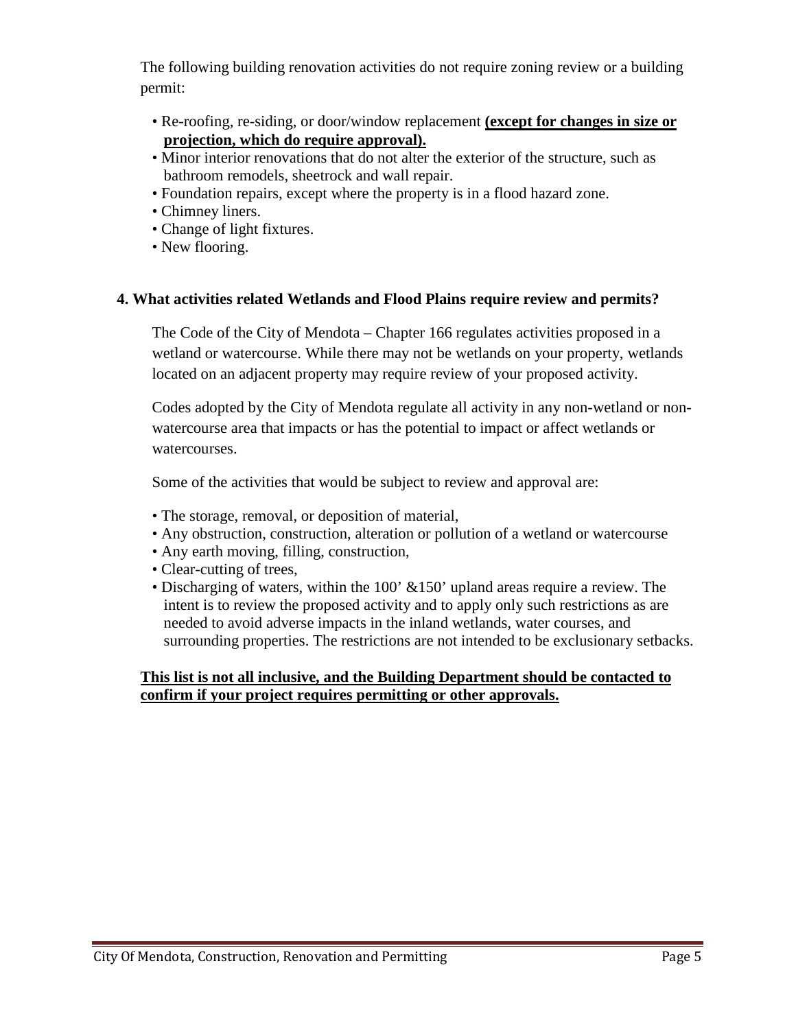The following building renovation activities do not require zoning review or a building permit:

- Re-roofing, re-siding, or door/window replacement **(except for changes in size or projection, which do require approval).**
- Minor interior renovations that do not alter the exterior of the structure, such as bathroom remodels, sheetrock and wall repair.
- Foundation repairs, except where the property is in a flood hazard zone.
- Chimney liners.
- Change of light fixtures.
- New flooring.

### 4. What activities related Wetlands and Flood Plains require review and permits?

The Code of the City of Mendota – Chapter 166 regulates activities proposed in a wetland or watercourse. While there may not be wetlands on your property, wetlands located on an adjacent property may require review of your proposed activity.

Codes adopted by the City of Mendota regulate all activity in any non-wetland or non-watercourse area that impacts or has the potential to impact or affect wetlands or watercourses.

Some of the activities that would be subject to review and approval are:

- The storage, removal, or deposition of material,
- Any obstruction, construction, alteration or pollution of a wetland or watercourse
- Any earth moving, filling, construction,
- Clear-cutting of trees,
- Discharging of waters, within the 100' &150' upland areas require a review. The intent is to review the proposed activity and to apply only such restrictions as are needed to avoid adverse impacts in the inland wetlands, water courses, and surrounding properties. The restrictions are not intended to be exclusionary setbacks.

**This list is not all inclusive, and the Building Department should be contacted to confirm if your project requires permitting or other approvals.**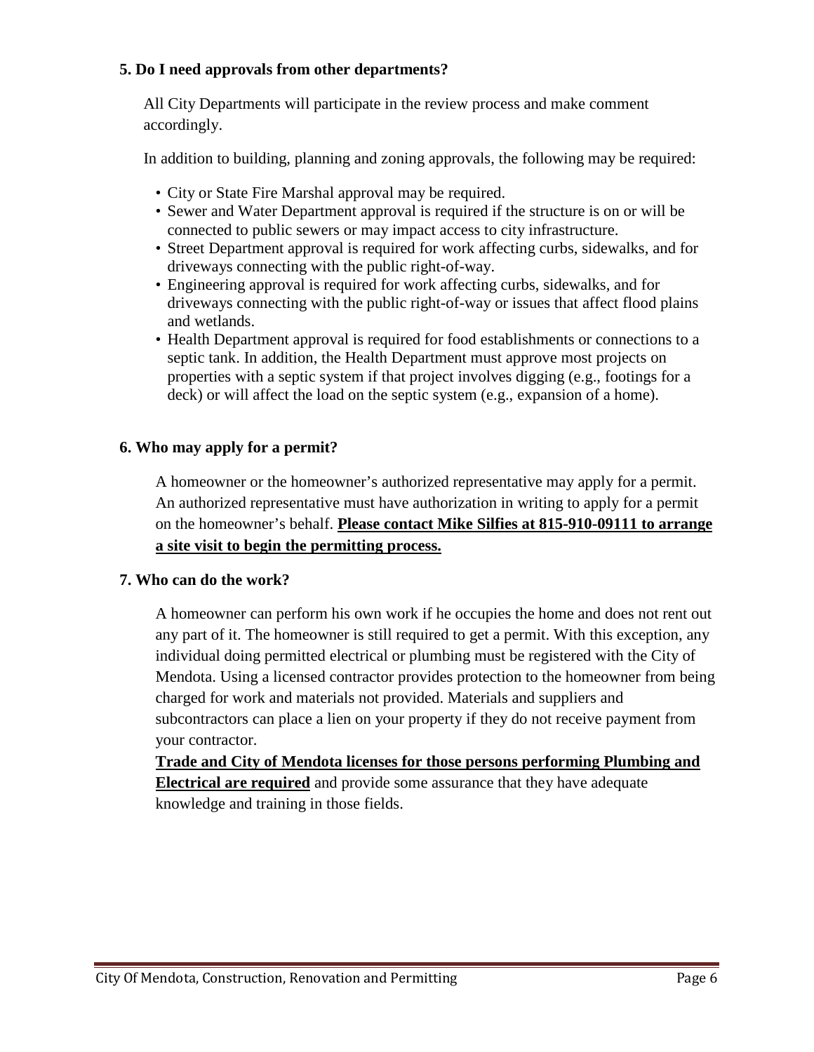### 5. Do I need approvals from other departments?

All City Departments will participate in the review process and make comment accordingly.

In addition to building, planning and zoning approvals, the following may be required:

- City or State Fire Marshal approval may be required.
- Sewer and Water Department approval is required if the structure is on or will be connected to public sewers or may impact access to city infrastructure.
- Street Department approval is required for work affecting curbs, sidewalks, and for driveways connecting with the public right-of-way.
- Engineering approval is required for work affecting curbs, sidewalks, and for driveways connecting with the public right-of-way or issues that affect flood plains and wetlands.
- Health Department approval is required for food establishments or connections to a septic tank. In addition, the Health Department must approve most projects on properties with a septic system if that project involves digging (e.g., footings for a deck) or will affect the load on the septic system (e.g., expansion of a home).

### 6. Who may apply for a permit?

A homeowner or the homeowner's authorized representative may apply for a permit. An authorized representative must have authorization in writing to apply for a permit on the homeowner's behalf. **Please contact Mike Silfies at 815-910-09111 to arrange a site visit to begin the permitting process.**

### 7. Who can do the work?

A homeowner can perform his own work if he occupies the home and does not rent out any part of it. The homeowner is still required to get a permit. With this exception, any individual doing permitted electrical or plumbing must be registered with the City of Mendota. Using a licensed contractor provides protection to the homeowner from being charged for work and materials not provided. Materials and suppliers and subcontractors can place a lien on your property if they do not receive payment from your contractor.

**Trade and City of Mendota licenses for those persons performing Plumbing and Electrical are required** and provide some assurance that they have adequate knowledge and training in those fields.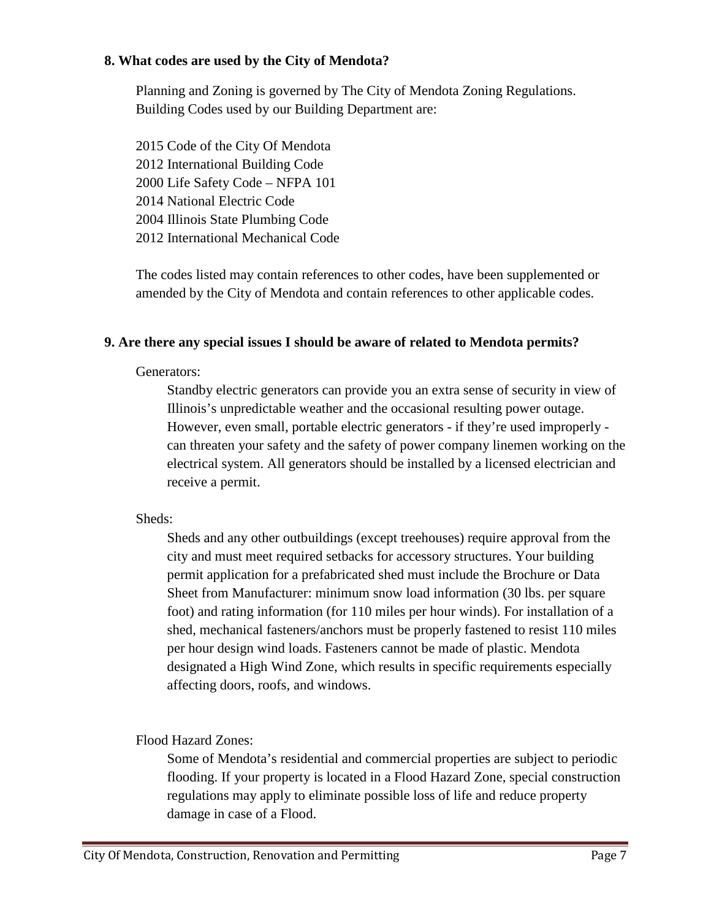**8. What codes are used by the City of Mendota?**

Planning and Zoning is governed by The City of Mendota Zoning Regulations. Building Codes used by our Building Department are:

2015 Code of the City Of Mendota
2012 International Building Code
2000 Life Safety Code – NFPA 101
2014 National Electric Code
2004 Illinois State Plumbing Code
2012 International Mechanical Code

The codes listed may contain references to other codes, have been supplemented or amended by the City of Mendota and contain references to other applicable codes.

**9. Are there any special issues I should be aware of related to Mendota permits?**

Generators:

Standby electric generators can provide you an extra sense of security in view of Illinois's unpredictable weather and the occasional resulting power outage. However, even small, portable electric generators - if they're used improperly - can threaten your safety and the safety of power company linemen working on the electrical system. All generators should be installed by a licensed electrician and receive a permit.

Sheds:

Sheds and any other outbuildings (except treehouses) require approval from the city and must meet required setbacks for accessory structures. Your building permit application for a prefabricated shed must include the Brochure or Data Sheet from Manufacturer: minimum snow load information (30 lbs. per square foot) and rating information (for 110 miles per hour winds). For installation of a shed, mechanical fasteners/anchors must be properly fastened to resist 110 miles per hour design wind loads. Fasteners cannot be made of plastic. Mendota designated a High Wind Zone, which results in specific requirements especially affecting doors, roofs, and windows.

Flood Hazard Zones:

Some of Mendota's residential and commercial properties are subject to periodic flooding. If your property is located in a Flood Hazard Zone, special construction regulations may apply to eliminate possible loss of life and reduce property damage in case of a Flood.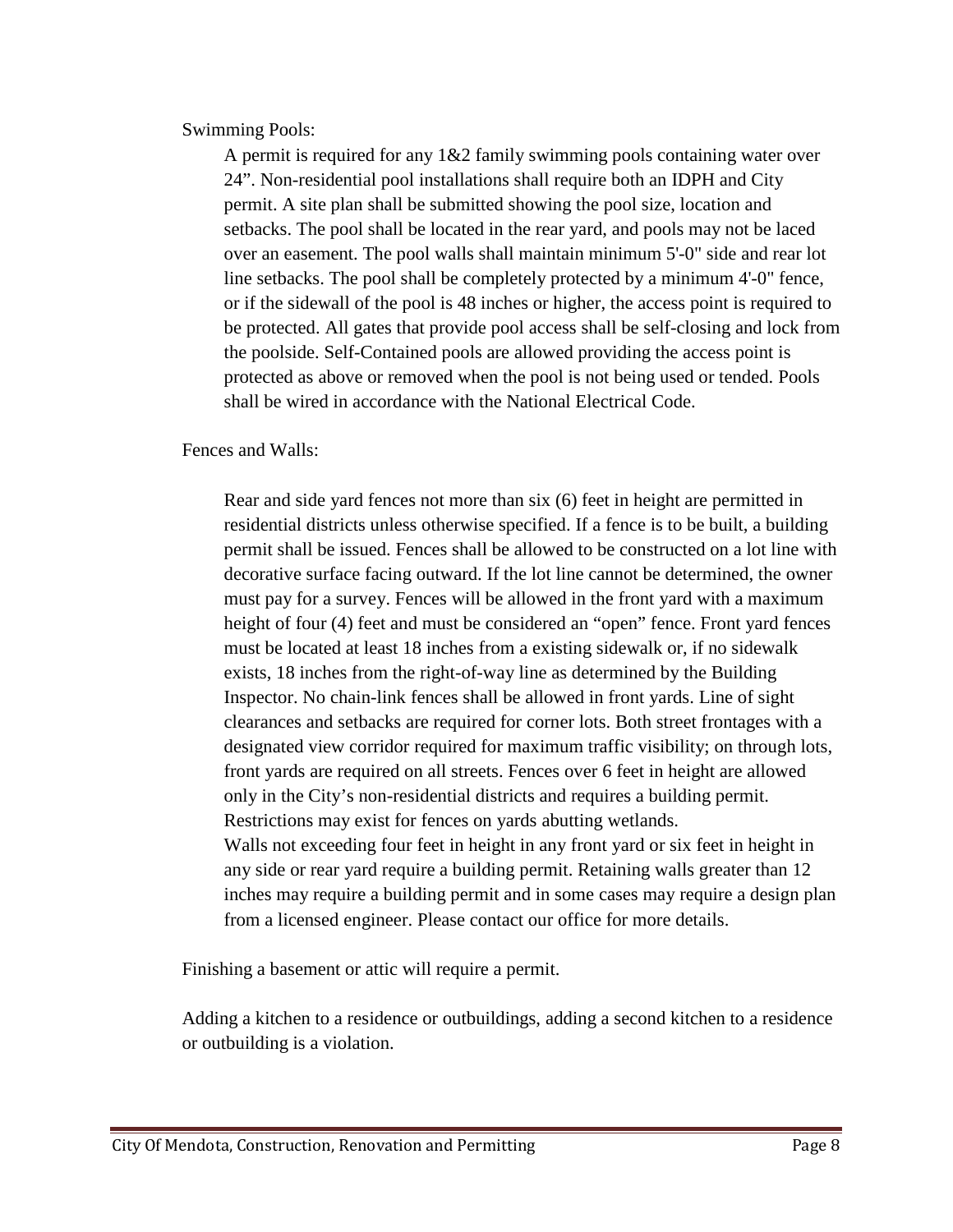Swimming Pools:

A permit is required for any 1&2 family swimming pools containing water over 24". Non-residential pool installations shall require both an IDPH and City permit. A site plan shall be submitted showing the pool size, location and setbacks. The pool shall be located in the rear yard, and pools may not be laced over an easement. The pool walls shall maintain minimum 5'-0" side and rear lot line setbacks. The pool shall be completely protected by a minimum 4'-0" fence, or if the sidewall of the pool is 48 inches or higher, the access point is required to be protected. All gates that provide pool access shall be self-closing and lock from the poolside. Self-Contained pools are allowed providing the access point is protected as above or removed when the pool is not being used or tended. Pools shall be wired in accordance with the National Electrical Code.

Fences and Walls:

Rear and side yard fences not more than six (6) feet in height are permitted in residential districts unless otherwise specified. If a fence is to be built, a building permit shall be issued. Fences shall be allowed to be constructed on a lot line with decorative surface facing outward. If the lot line cannot be determined, the owner must pay for a survey. Fences will be allowed in the front yard with a maximum height of four (4) feet and must be considered an "open" fence. Front yard fences must be located at least 18 inches from a existing sidewalk or, if no sidewalk exists, 18 inches from the right-of-way line as determined by the Building Inspector. No chain-link fences shall be allowed in front yards. Line of sight clearances and setbacks are required for corner lots. Both street frontages with a designated view corridor required for maximum traffic visibility; on through lots, front yards are required on all streets. Fences over 6 feet in height are allowed only in the City's non-residential districts and requires a building permit. Restrictions may exist for fences on yards abutting wetlands.
Walls not exceeding four feet in height in any front yard or six feet in height in any side or rear yard require a building permit. Retaining walls greater than 12 inches may require a building permit and in some cases may require a design plan from a licensed engineer. Please contact our office for more details.

Finishing a basement or attic will require a permit.

Adding a kitchen to a residence or outbuildings, adding a second kitchen to a residence or outbuilding is a violation.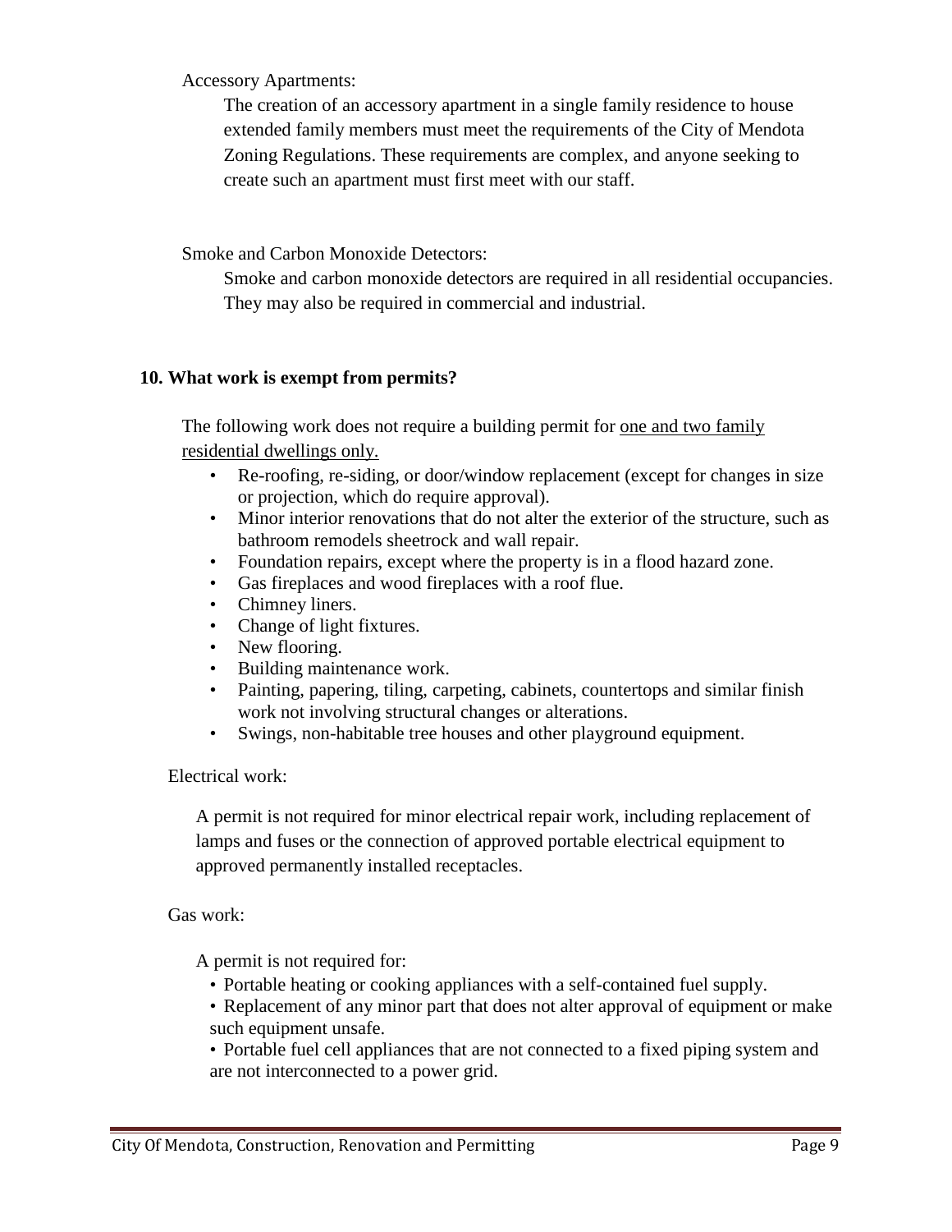Accessory Apartments:

The creation of an accessory apartment in a single family residence to house extended family members must meet the requirements of the City of Mendota Zoning Regulations. These requirements are complex, and anyone seeking to create such an apartment must first meet with our staff.

Smoke and Carbon Monoxide Detectors:

Smoke and carbon monoxide detectors are required in all residential occupancies. They may also be required in commercial and industrial.

## 10. What work is exempt from permits?

The following work does not require a building permit for one and two family residential dwellings only.

- Re-roofing, re-siding, or door/window replacement (except for changes in size or projection, which do require approval).
- Minor interior renovations that do not alter the exterior of the structure, such as bathroom remodels sheetrock and wall repair.
- Foundation repairs, except where the property is in a flood hazard zone.
- Gas fireplaces and wood fireplaces with a roof flue.
- Chimney liners.
- Change of light fixtures.
- New flooring.
- Building maintenance work.
- Painting, papering, tiling, carpeting, cabinets, countertops and similar finish work not involving structural changes or alterations.
- Swings, non-habitable tree houses and other playground equipment.

Electrical work:

A permit is not required for minor electrical repair work, including replacement of lamps and fuses or the connection of approved portable electrical equipment to approved permanently installed receptacles.

Gas work:

A permit is not required for:

- Portable heating or cooking appliances with a self-contained fuel supply.
- Replacement of any minor part that does not alter approval of equipment or make such equipment unsafe.
- Portable fuel cell appliances that are not connected to a fixed piping system and are not interconnected to a power grid.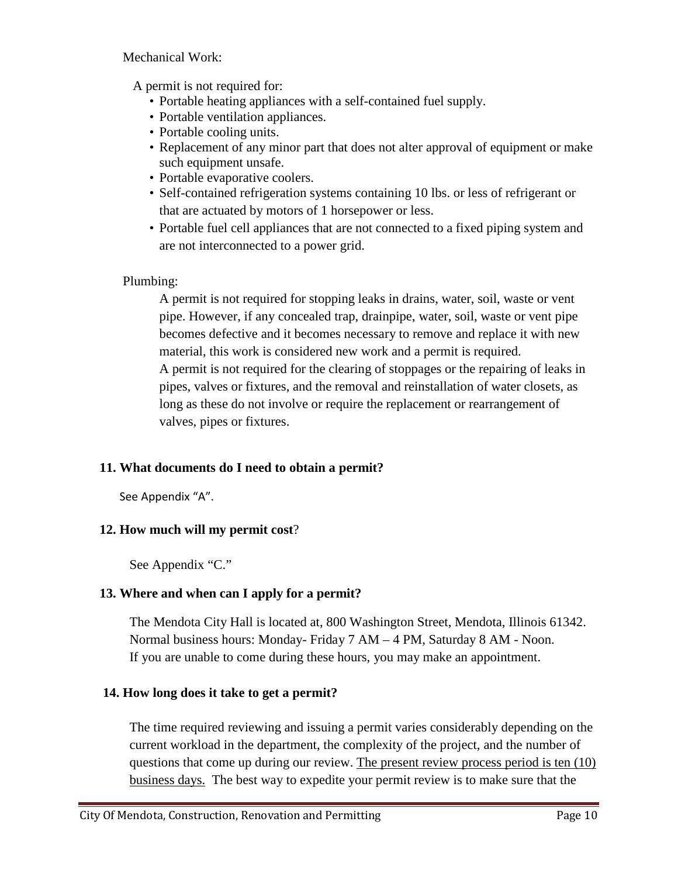Mechanical Work:

A permit is not required for:

- Portable heating appliances with a self-contained fuel supply.
- Portable ventilation appliances.
- Portable cooling units.
- Replacement of any minor part that does not alter approval of equipment or make such equipment unsafe.
- Portable evaporative coolers.
- Self-contained refrigeration systems containing 10 lbs. or less of refrigerant or that are actuated by motors of 1 horsepower or less.
- Portable fuel cell appliances that are not connected to a fixed piping system and are not interconnected to a power grid.

Plumbing:

A permit is not required for stopping leaks in drains, water, soil, waste or vent pipe. However, if any concealed trap, drainpipe, water, soil, waste or vent pipe becomes defective and it becomes necessary to remove and replace it with new material, this work is considered new work and a permit is required.
A permit is not required for the clearing of stoppages or the repairing of leaks in pipes, valves or fixtures, and the removal and reinstallation of water closets, as long as these do not involve or require the replacement or rearrangement of valves, pipes or fixtures.

**11. What documents do I need to obtain a permit?**

See Appendix "A".

**12. How much will my permit cost?**

See Appendix "C."

**13. Where and when can I apply for a permit?**

The Mendota City Hall is located at, 800 Washington Street, Mendota, Illinois 61342.
Normal business hours: Monday- Friday 7 AM – 4 PM, Saturday 8 AM - Noon.
If you are unable to come during these hours, you may make an appointment.

**14. How long does it take to get a permit?**

The time required reviewing and issuing a permit varies considerably depending on the current workload in the department, the complexity of the project, and the number of questions that come up during our review. <u>The present review process period is ten (10) business days.</u> The best way to expedite your permit review is to make sure that the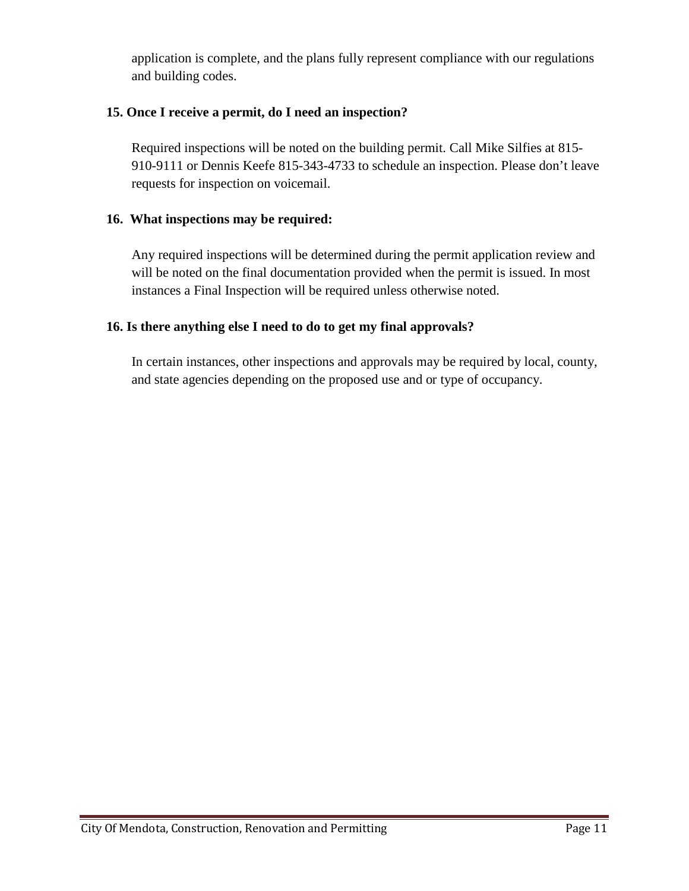application is complete, and the plans fully represent compliance with our regulations and building codes.

### 15. Once I receive a permit, do I need an inspection?

Required inspections will be noted on the building permit. Call Mike Silfies at 815-910-9111 or Dennis Keefe 815-343-4733 to schedule an inspection. Please don't leave requests for inspection on voicemail.

### 16. What inspections may be required:

Any required inspections will be determined during the permit application review and will be noted on the final documentation provided when the permit is issued. In most instances a Final Inspection will be required unless otherwise noted.

### 16. Is there anything else I need to do to get my final approvals?

In certain instances, other inspections and approvals may be required by local, county, and state agencies depending on the proposed use and or type of occupancy.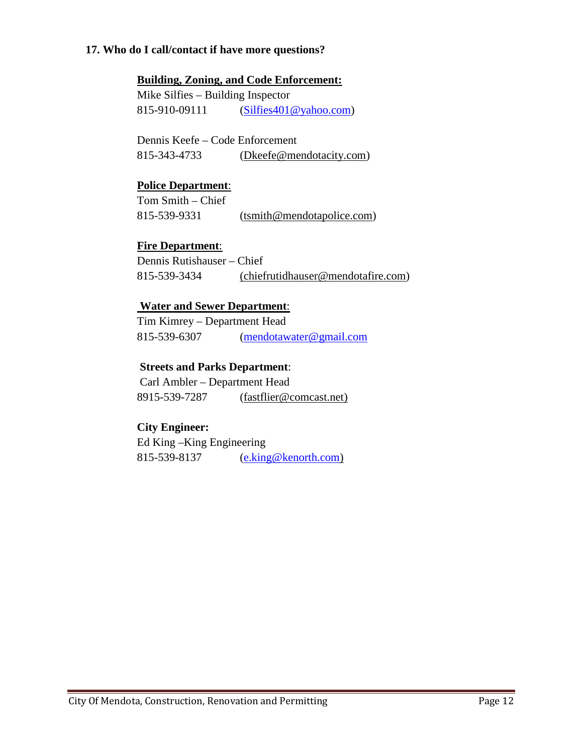**17. Who do I call/contact if have more questions?**

**Building, Zoning, and Code Enforcement:**

Mike Silfies – Building Inspector
815-910-09111 (Silfies401@yahoo.com)

Dennis Keefe – Code Enforcement
815-343-4733 (Dkeefe@mendotacity.com)

**Police Department**:

Tom Smith – Chief
815-539-9331 (tsmith@mendotapolice.com)

**Fire Department**:

Dennis Rutishauser – Chief
815-539-3434 (chiefrutidhauser@mendotafire.com)

**Water and Sewer Department**:

Tim Kimrey – Department Head
815-539-6307 (mendotawater@gmail.com

**Streets and Parks Department**:

Carl Ambler – Department Head
8915-539-7287 (fastflier@comcast.net)

**City Engineer:**

Ed King –King Engineering
815-539-8137 (e.king@kenorth.com)